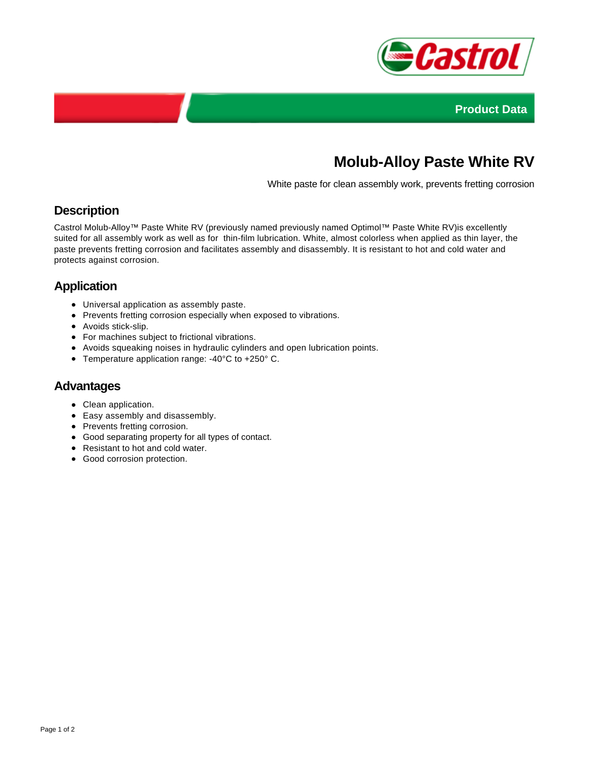Product Data

# Molub-Alloy Paste White RV

White paste for clean assembly work, prevents fretting corrosion

## Description

Castrol Molub-Alloy™ Paste White RV (previously named previously named Optimol™ Paste White RV)is excellently suited for all assembly work as well as for thin-film lubrication. White, almost colorless when applied as thin layer, the paste prevents fretting corrosion and facilitates assembly and disassembly. It is resistant to hot and cold water and protects against corrosion.

## Application

- Universal application as assembly paste.
- Prevents fretting corrosion especially when exposed to vibrations.
- Avoids stick-slip.
- For machines subject to frictional vibrations.
- Avoids squeaking noises in hydraulic cylinders and open lubrication points.
- Temperature application range: -40°C to +250° C.

## Advantages

- Clean application.
- Easy assembly and disassembly.
- Prevents fretting corrosion.
- Good separating property for all types of contact.
- Resistant to hot and cold water.
- Good corrosion protection.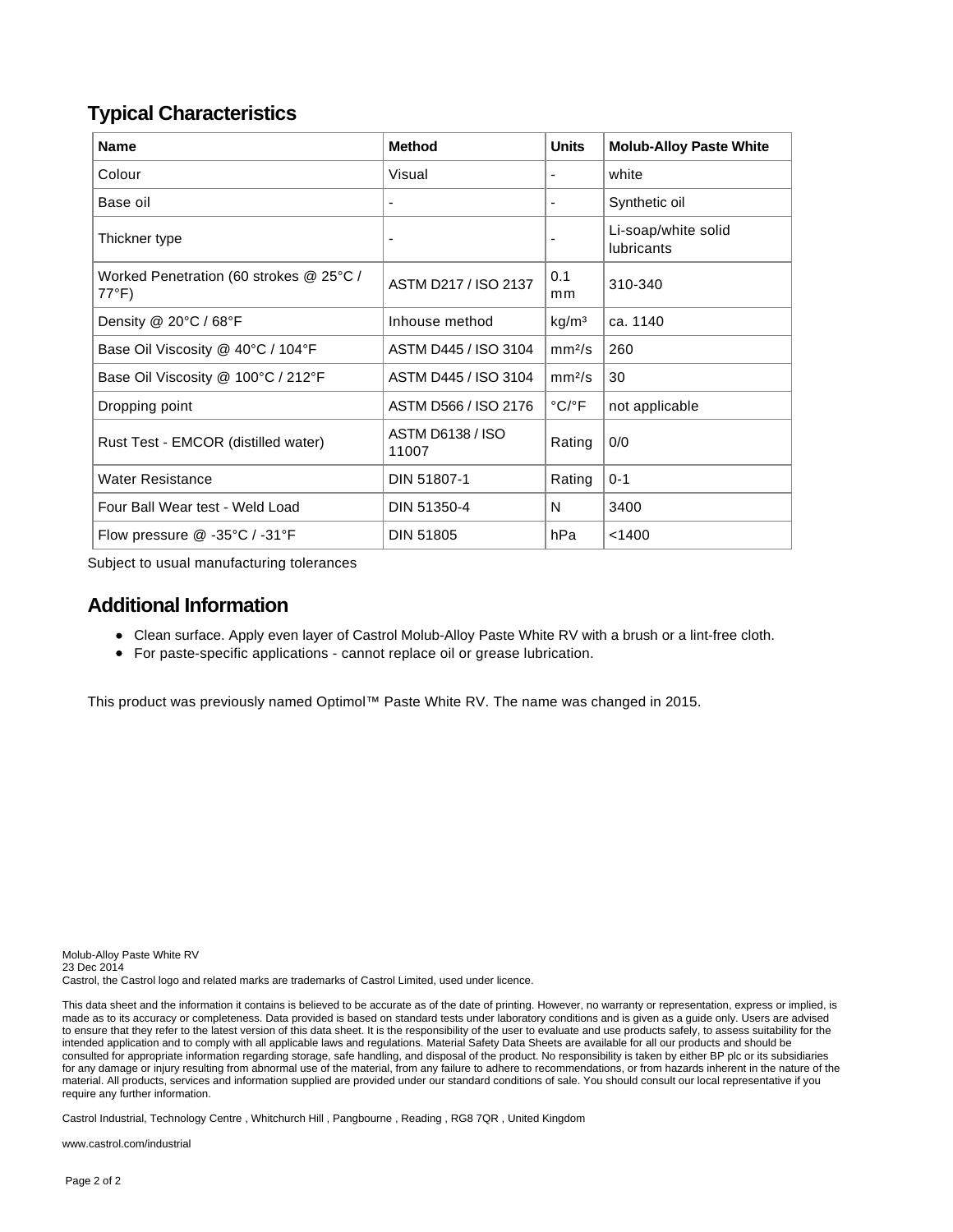## Typical Characteristics

| Name | Method | Units | Molub-Alloy Paste White |
| --- | --- | --- | --- |
| Colour | Visual | - | white |
| Base oil | - | - | Synthetic oil |
| Thickner type | - | - | Li-soap/white solid lubricants |
| Worked Penetration (60 strokes @ 25°C / 77°F) | ASTM D217 / ISO 2137 | 0.1 mm | 310-340 |
| Density @ 20°C / 68°F | Inhouse method | kg/m³ | ca. 1140 |
| Base Oil Viscosity @ 40°C / 104°F | ASTM D445 / ISO 3104 | mm²/s | 260 |
| Base Oil Viscosity @ 100°C / 212°F | ASTM D445 / ISO 3104 | mm²/s | 30 |
| Dropping point | ASTM D566 / ISO 2176 | °C/°F | not applicable |
| Rust Test - EMCOR (distilled water) | ASTM D6138 / ISO 11007 | Rating | 0/0 |
| Water Resistance | DIN 51807-1 | Rating | 0-1 |
| Four Ball Wear test - Weld Load | DIN 51350-4 | N | 3400 |
| Flow pressure @ -35°C / -31°F | DIN 51805 | hPa | <1400 |

Subject to usual manufacturing tolerances

## Additional Information

- Clean surface. Apply even layer of Castrol Molub-Alloy Paste White RV with a brush or a lint-free cloth.
- For paste-specific applications - cannot replace oil or grease lubrication.

This product was previously named Optimol™ Paste White RV. The name was changed in 2015.

Molub-Alloy Paste White RV
23 Dec 2014
Castrol, the Castrol logo and related marks are trademarks of Castrol Limited, used under licence.

This data sheet and the information it contains is believed to be accurate as of the date of printing. However, no warranty or representation, express or implied, is made as to its accuracy or completeness. Data provided is based on standard tests under laboratory conditions and is given as a guide only. Users are advised to ensure that they refer to the latest version of this data sheet. It is the responsibility of the user to evaluate and use products safely, to assess suitability for the intended application and to comply with all applicable laws and regulations. Material Safety Data Sheets are available for all our products and should be consulted for appropriate information regarding storage, safe handling, and disposal of the product. No responsibility is taken by either BP plc or its subsidiaries for any damage or injury resulting from abnormal use of the material, from any failure to adhere to recommendations, or from hazards inherent in the nature of the material. All products, services and information supplied are provided under our standard conditions of sale. You should consult our local representative if you require any further information.

Castrol Industrial, Technology Centre , Whitchurch Hill , Pangbourne , Reading , RG8 7QR , United Kingdom

www.castrol.com/industrial